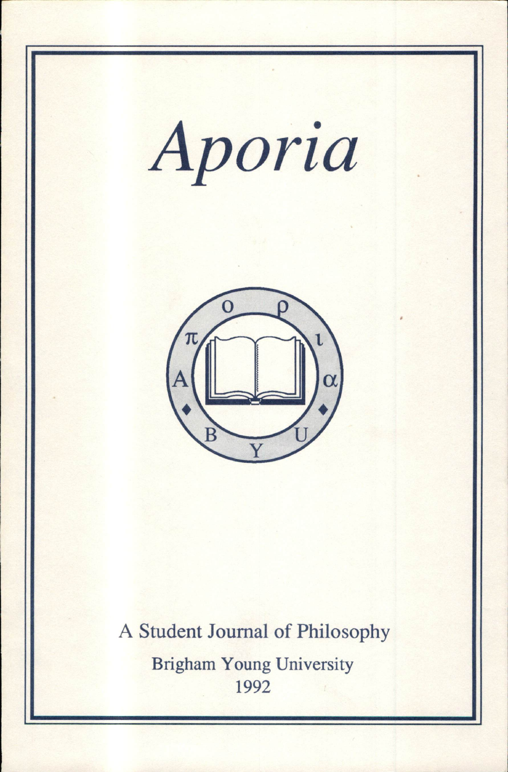# *Aporia*

A Student Journal of Philosophy

Brigham Young University

1992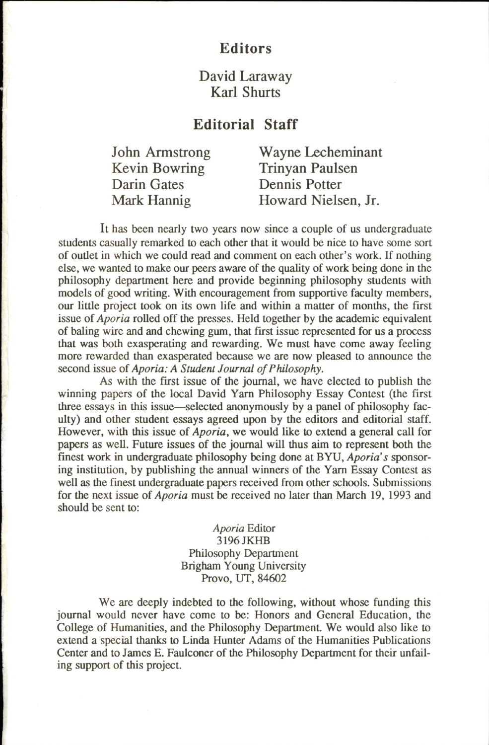## Editors

David Laraway
Karl Shurts

## Editorial Staff

John Armstrong
Kevin Bowring
Darin Gates
Mark Hannig
Wayne Lecheminant
Trinyan Paulsen
Dennis Potter
Howard Nielsen, Jr.

It has been nearly two years now since a couple of us undergraduate students casually remarked to each other that it would be nice to have some sort of outlet in which we could read and comment on each other's work. If nothing else, we wanted to make our peers aware of the quality of work being done in the philosophy department here and provide beginning philosophy students with models of good writing. With encouragement from supportive faculty members, our little project took on its own life and within a matter of months, the first issue of *Aporia* rolled off the presses. Held together by the academic equivalent of baling wire and and chewing gum, that first issue represented for us a process that was both exasperating and rewarding. We must have come away feeling more rewarded than exasperated because we are now pleased to announce the second issue of *Aporia: A Student Journal of Philosophy*.

As with the first issue of the journal, we have elected to publish the winning papers of the local David Yarn Philosophy Essay Contest (the first three essays in this issue—selected anonymously by a panel of philosophy faculty) and other student essays agreed upon by the editors and editorial staff. However, with this issue of *Aporia*, we would like to extend a general call for papers as well. Future issues of the journal will thus aim to represent both the finest work in undergraduate philosophy being done at BYU, *Aporia's* sponsoring institution, by publishing the annual winners of the Yarn Essay Contest as well as the finest undergraduate papers received from other schools. Submissions for the next issue of *Aporia* must be received no later than March 19, 1993 and should be sent to:

*Aporia* Editor
3196 JKHB
Philosophy Department
Brigham Young University
Provo, UT, 84602

We are deeply indebted to the following, without whose funding this journal would never have come to be: Honors and General Education, the College of Humanities, and the Philosophy Department. We would also like to extend a special thanks to Linda Hunter Adams of the Humanities Publications Center and to James E. Faulconer of the Philosophy Department for their unfailing support of this project.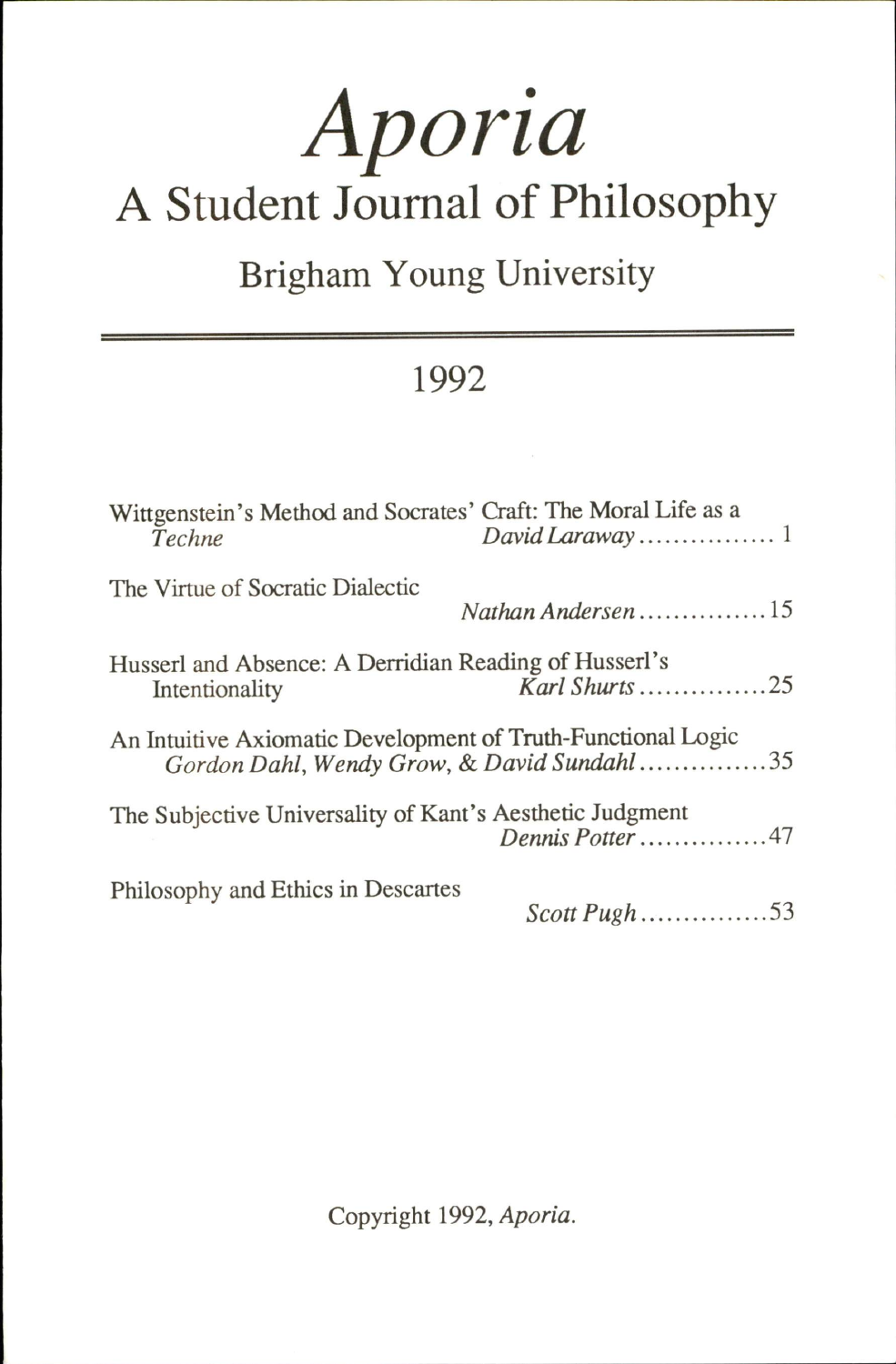# *Aporia*

## A Student Journal of Philosophy

### Brigham Young University

---

1992

Wittgenstein's Method and Socrates' Craft: The Moral Life as a *Techne* — *David Laraway* ................ 1

The Virtue of Socratic Dialectic — *Nathan Andersen* ............... 15

Husserl and Absence: A Derridian Reading of Husserl's Intentionality — *Karl Shurts* ............... 25

An Intuitive Axiomatic Development of Truth-Functional Logic — *Gordon Dahl, Wendy Grow, & David Sundahl* ............... 35

The Subjective Universality of Kant's Aesthetic Judgment — *Dennis Potter* ............... 47

Philosophy and Ethics in Descartes — *Scott Pugh* ............... 53

Copyright 1992, *Aporia*.